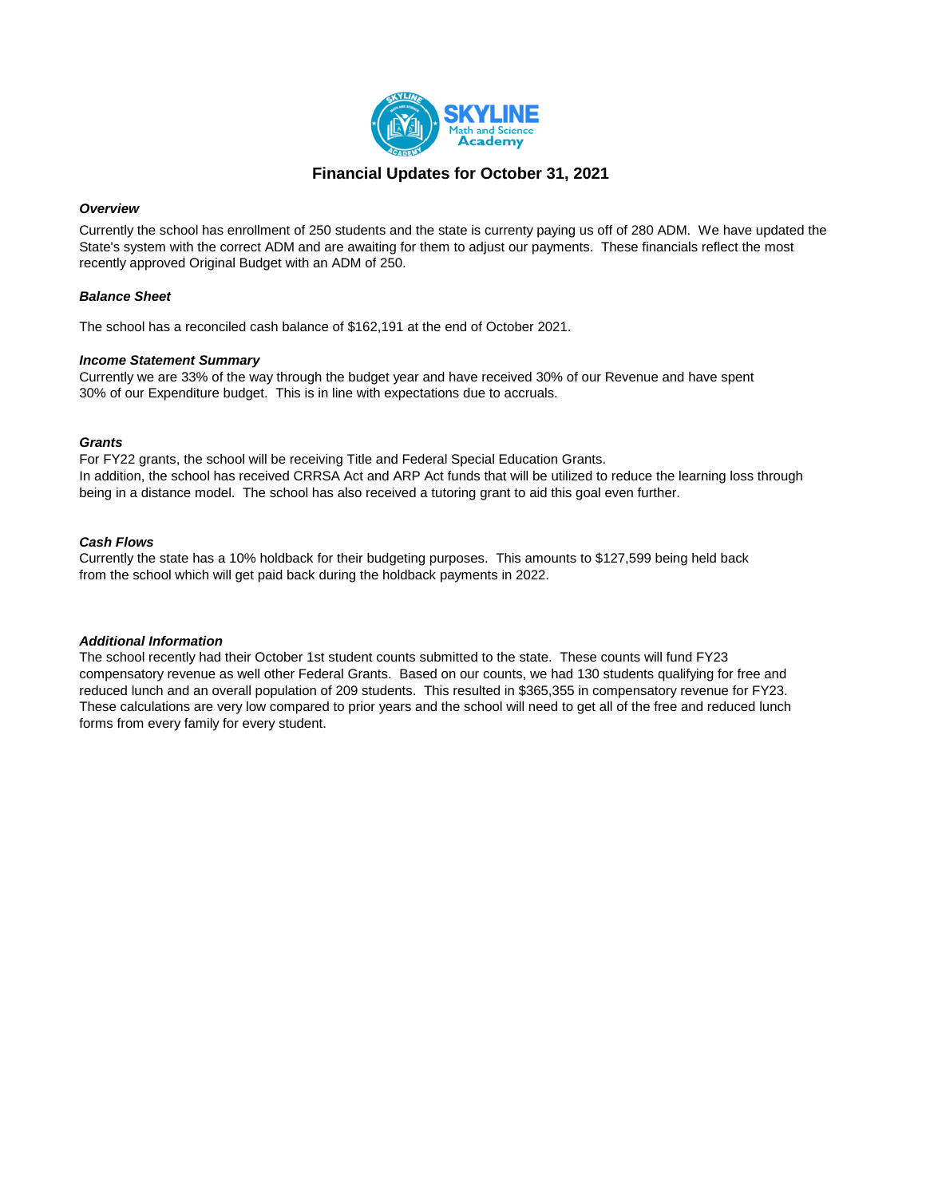# Financial Updates for October 31, 2021

***Overview***

Currently the school has enrollment of 250 students and the state is currenty paying us off of 280 ADM. We have updated the State's system with the correct ADM and are awaiting for them to adjust our payments. These financials reflect the most recently approved Original Budget with an ADM of 250.

***Balance Sheet***

The school has a reconciled cash balance of $162,191 at the end of October 2021.

***Income Statement Summary***

Currently we are 33% of the way through the budget year and have received 30% of our Revenue and have spent 30% of our Expenditure budget. This is in line with expectations due to accruals.

***Grants***

For FY22 grants, the school will be receiving Title and Federal Special Education Grants.
In addition, the school has received CRRSA Act and ARP Act funds that will be utilized to reduce the learning loss through being in a distance model. The school has also received a tutoring grant to aid this goal even further.

***Cash Flows***

Currently the state has a 10% holdback for their budgeting purposes. This amounts to $127,599 being held back from the school which will get paid back during the holdback payments in 2022.

***Additional Information***

The school recently had their October 1st student counts submitted to the state. These counts will fund FY23 compensatory revenue as well other Federal Grants. Based on our counts, we had 130 students qualifying for free and reduced lunch and an overall population of 209 students. This resulted in $365,355 in compensatory revenue for FY23. These calculations are very low compared to prior years and the school will need to get all of the free and reduced lunch forms from every family for every student.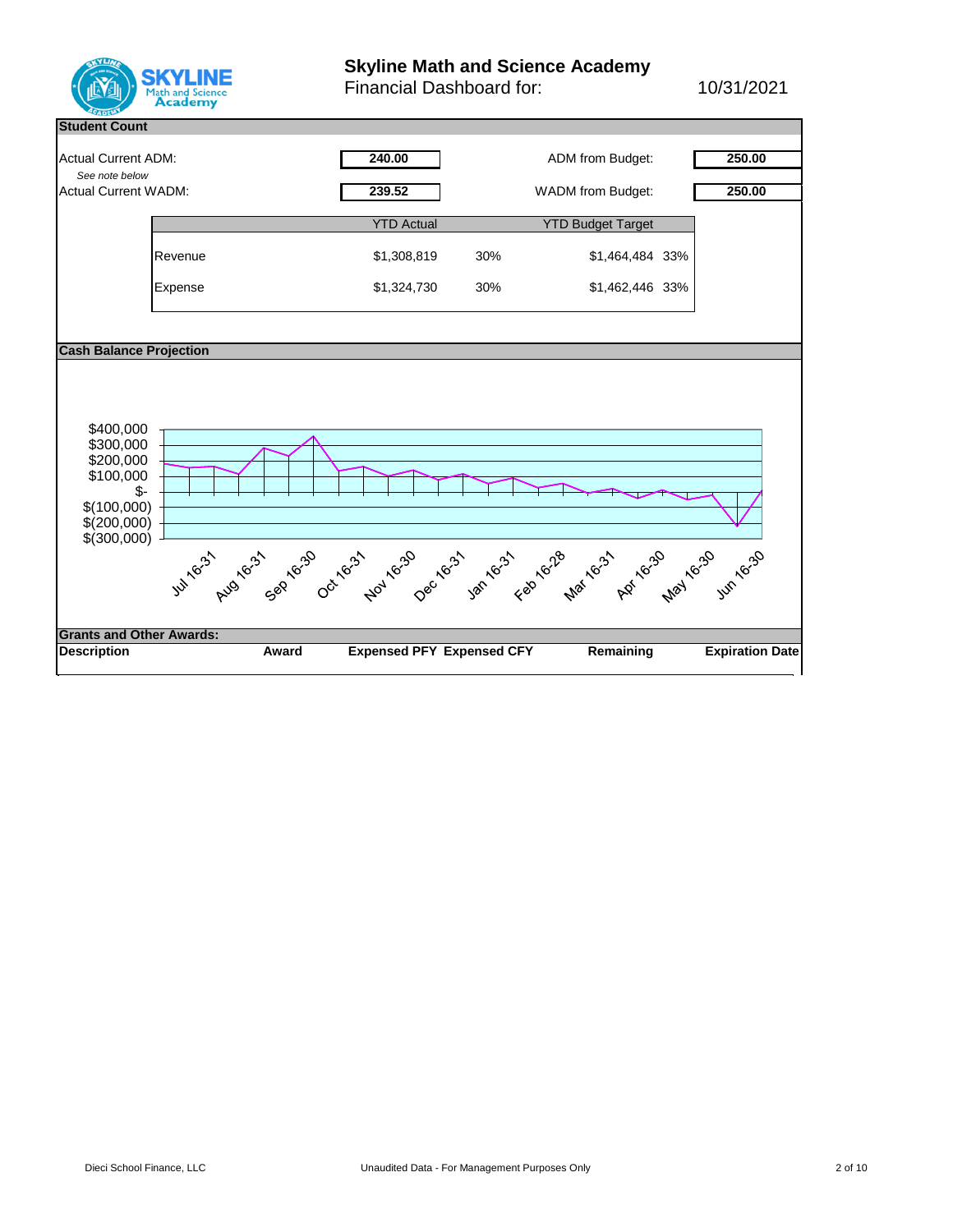# Skyline Math and Science Academy

Financial Dashboard for: 10/31/2021

## Student Count

| | | | |
|---|---|---|---|
| Actual Current ADM: | 240.00 | ADM from Budget: | 250.00 |
| *See note below* | | | |
| Actual Current WADM: | 239.52 | WADM from Budget: | 250.00 |

| | YTD Actual | | YTD Budget Target | |
|---|---|---|---|---|
| Revenue | $1,308,819 | 30% | $1,464,484 | 33% |
| Expense | $1,324,730 | 30% | $1,462,446 | 33% |

## Cash Balance Projection

$400,000
$300,000
$200,000
$100,000
$-
$(100,000)
$(200,000)
$(300,000)

Jul 16-31, Aug 16-31, Sep 16-30, Oct 16-31, Nov 16-30, Dec 16-31, Jan 16-31, Feb 16-28, Mar 16-31, Apr 16-30, May 16-30, Jun 16-30

## Grants and Other Awards:

| Description | Award | Expensed PFY | Expensed CFY | Remaining | Expiration Date |
|---|---|---|---|---|---|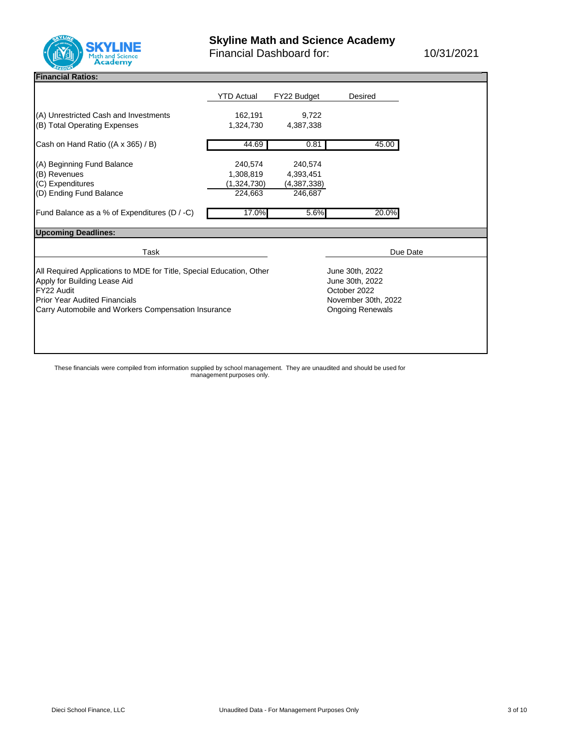# Skyline Math and Science Academy

Financial Dashboard for: 10/31/2021

## Financial Ratios:

| | YTD Actual | FY22 Budget | Desired |
|---|---|---|---|
| (A) Unrestricted Cash and Investments | 162,191 | 9,722 | |
| (B) Total Operating Expenses | 1,324,730 | 4,387,338 | |
| Cash on Hand Ratio ((A x 365) / B) | 44.69 | 0.81 | 45.00 |
| (A) Beginning Fund Balance | 240,574 | 240,574 | |
| (B) Revenues | 1,308,819 | 4,393,451 | |
| (C) Expenditures | (1,324,730) | (4,387,338) | |
| (D) Ending Fund Balance | 224,663 | 246,687 | |
| Fund Balance as a % of Expenditures (D / -C) | 17.0% | 5.6% | 20.0% |

## Upcoming Deadlines:

| Task | Due Date |
|---|---|
| All Required Applications to MDE for Title, Special Education, Other | June 30th, 2022 |
| Apply for Building Lease Aid | June 30th, 2022 |
| FY22 Audit | October 2022 |
| Prior Year Audited Financials | November 30th, 2022 |
| Carry Automobile and Workers Compensation Insurance | Ongoing Renewals |

These financials were compiled from information supplied by school management. They are unaudited and should be used for management purposes only.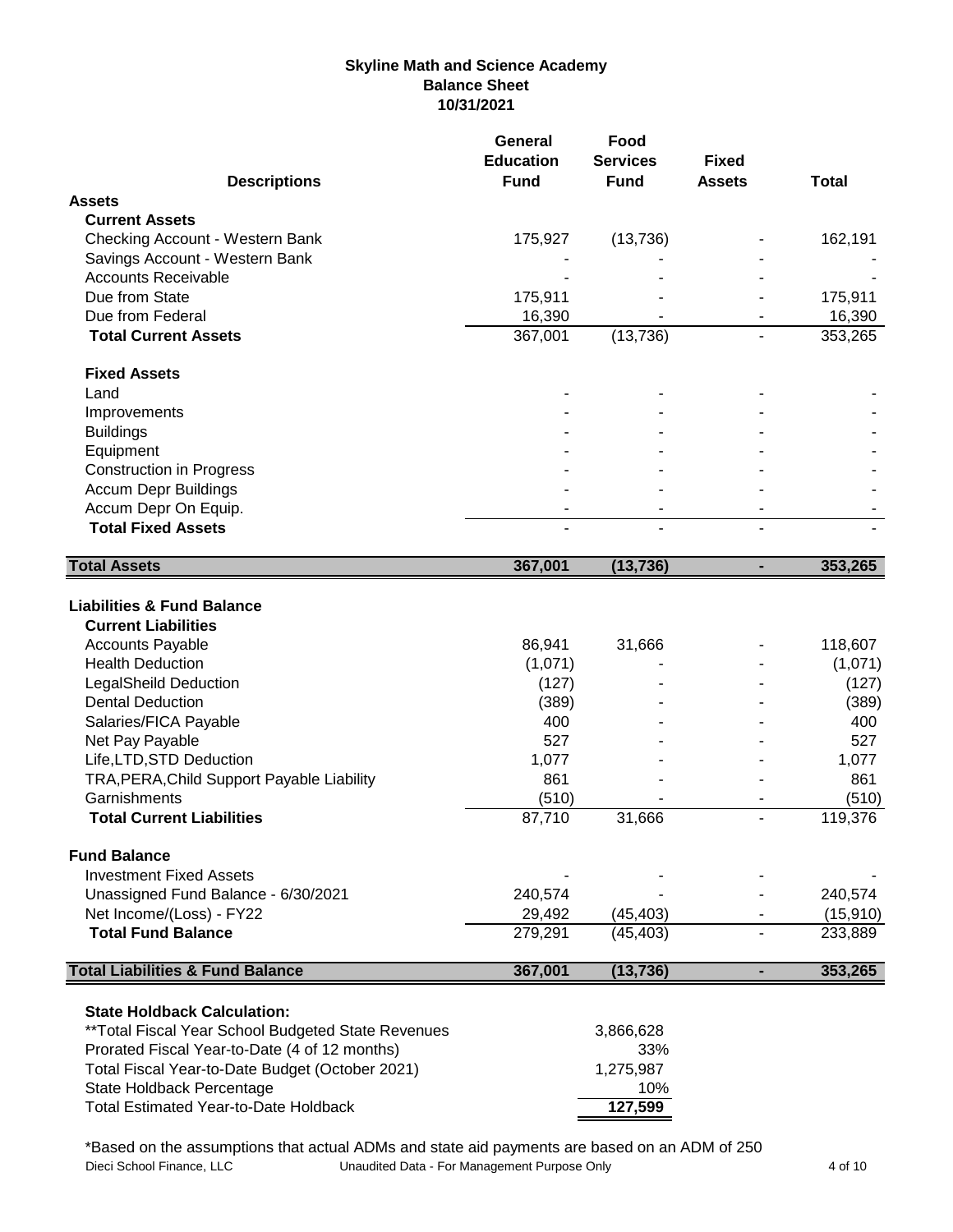# Skyline Math and Science Academy
## Balance Sheet
### 10/31/2021

| Descriptions | General Education Fund | Food Services Fund | Fixed Assets | Total |
|---|---|---|---|---|
| **Assets** | | | | |
| **Current Assets** | | | | |
| Checking Account - Western Bank | 175,927 | (13,736) | - | 162,191 |
| Savings Account - Western Bank | - | - | - | - |
| Accounts Receivable | - | - | - | - |
| Due from State | 175,911 | - | - | 175,911 |
| Due from Federal | 16,390 | - | - | 16,390 |
| **Total Current Assets** | 367,001 | (13,736) | - | 353,265 |
| **Fixed Assets** | | | | |
| Land | - | - | - | - |
| Improvements | - | - | - | - |
| Buildings | - | - | - | - |
| Equipment | - | - | - | - |
| Construction in Progress | - | - | - | - |
| Accum Depr Buildings | - | - | - | - |
| Accum Depr On Equip. | - | - | - | - |
| **Total Fixed Assets** | - | - | - | - |
| **Total Assets** | **367,001** | **(13,736)** | **-** | **353,265** |
| **Liabilities & Fund Balance** | | | | |
| **Current Liabilities** | | | | |
| Accounts Payable | 86,941 | 31,666 | - | 118,607 |
| Health Deduction | (1,071) | - | - | (1,071) |
| LegalSheild Deduction | (127) | - | - | (127) |
| Dental Deduction | (389) | - | - | (389) |
| Salaries/FICA Payable | 400 | - | - | 400 |
| Net Pay Payable | 527 | - | - | 527 |
| Life,LTD,STD Deduction | 1,077 | - | - | 1,077 |
| TRA,PERA,Child Support Payable Liability | 861 | - | - | 861 |
| Garnishments | (510) | - | - | (510) |
| **Total Current Liabilities** | 87,710 | 31,666 | - | 119,376 |
| **Fund Balance** | | | | |
| Investment Fixed Assets | - | - | - | - |
| Unassigned Fund Balance - 6/30/2021 | 240,574 | - | - | 240,574 |
| Net Income/(Loss) - FY22 | 29,492 | (45,403) | - | (15,910) |
| **Total Fund Balance** | 279,291 | (45,403) | - | 233,889 |
| **Total Liabilities & Fund Balance** | **367,001** | **(13,736)** | **-** | **353,265** |

**State Holdback Calculation:**

| | |
|---|---|
| **Total Fiscal Year School Budgeted State Revenues | 3,866,628 |
| Prorated Fiscal Year-to-Date (4 of 12 months) | 33% |
| Total Fiscal Year-to-Date Budget (October 2021) | 1,275,987 |
| State Holdback Percentage | 10% |
| Total Estimated Year-to-Date Holdback | **127,599** |

*Based on the assumptions that actual ADMs and state aid payments are based on an ADM of 250

Dieci School Finance, LLC — Unaudited Data - For Management Purpose Only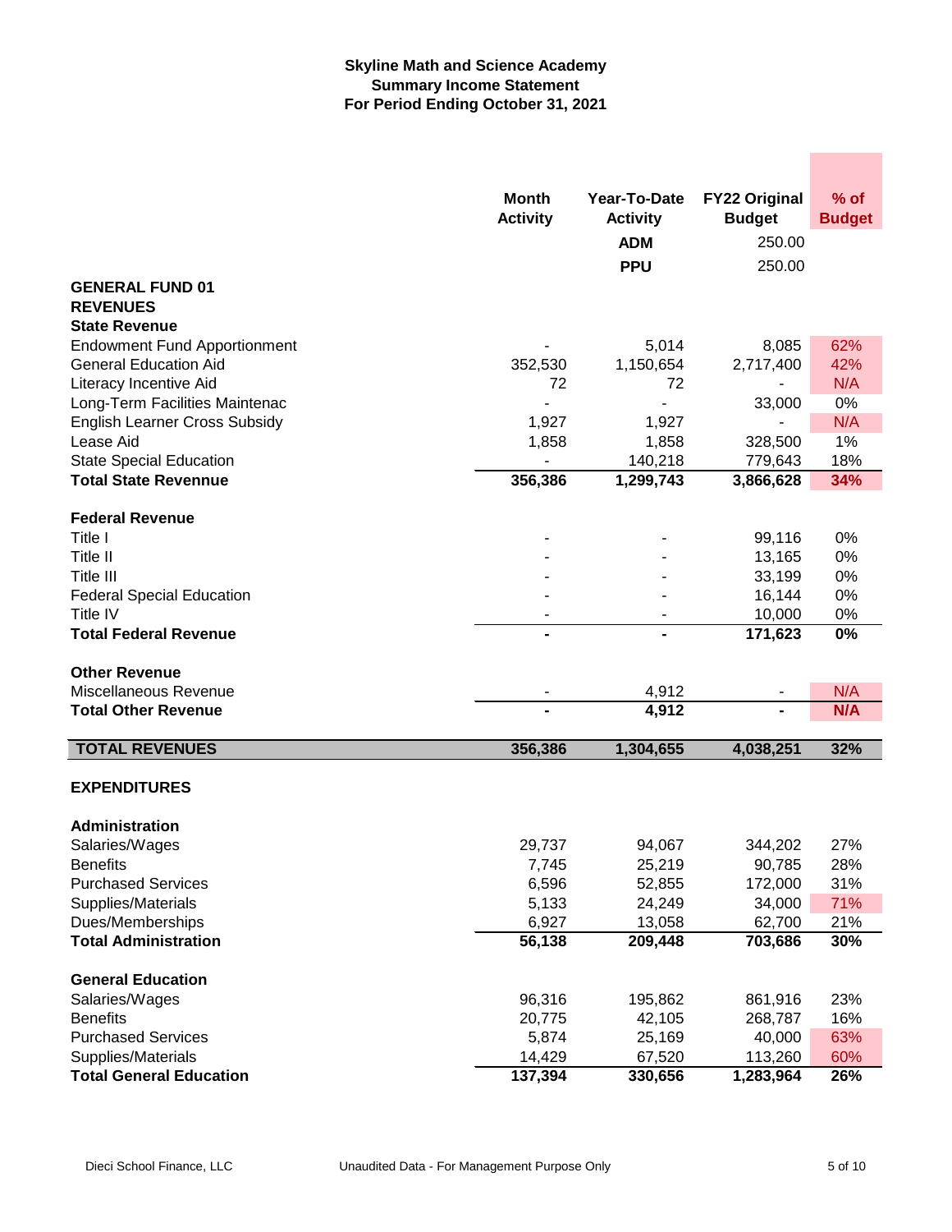**Skyline Math and Science Academy**
**Summary Income Statement**
**For Period Ending October 31, 2021**

| | Month Activity | Year-To-Date Activity | FY22 Original Budget | % of Budget |
|---|---|---|---|---|
| | | **ADM** | 250.00 | |
| | | **PPU** | 250.00 | |
| **GENERAL FUND 01** | | | | |
| **REVENUES** | | | | |
| **State Revenue** | | | | |
| Endowment Fund Apportionment | - | 5,014 | 8,085 | 62% |
| General Education Aid | 352,530 | 1,150,654 | 2,717,400 | 42% |
| Literacy Incentive Aid | 72 | 72 | - | N/A |
| Long-Term Facilities Maintenac | - | - | 33,000 | 0% |
| English Learner Cross Subsidy | 1,927 | 1,927 | - | N/A |
| Lease Aid | 1,858 | 1,858 | 328,500 | 1% |
| State Special Education | - | 140,218 | 779,643 | 18% |
| **Total State Revennue** | **356,386** | **1,299,743** | **3,866,628** | **34%** |
| | | | | |
| **Federal Revenue** | | | | |
| Title I | - | - | 99,116 | 0% |
| Title II | - | - | 13,165 | 0% |
| Title III | - | - | 33,199 | 0% |
| Federal Special Education | - | - | 16,144 | 0% |
| Title IV | - | - | 10,000 | 0% |
| **Total Federal Revenue** | **-** | **-** | **171,623** | **0%** |
| | | | | |
| **Other Revenue** | | | | |
| Miscellaneous Revenue | - | 4,912 | - | N/A |
| **Total Other Revenue** | **-** | **4,912** | **-** | **N/A** |
| | | | | |
| **TOTAL REVENUES** | **356,386** | **1,304,655** | **4,038,251** | **32%** |
| | | | | |
| **EXPENDITURES** | | | | |
| | | | | |
| **Administration** | | | | |
| Salaries/Wages | 29,737 | 94,067 | 344,202 | 27% |
| Benefits | 7,745 | 25,219 | 90,785 | 28% |
| Purchased Services | 6,596 | 52,855 | 172,000 | 31% |
| Supplies/Materials | 5,133 | 24,249 | 34,000 | 71% |
| Dues/Memberships | 6,927 | 13,058 | 62,700 | 21% |
| **Total Administration** | **56,138** | **209,448** | **703,686** | **30%** |
| | | | | |
| **General Education** | | | | |
| Salaries/Wages | 96,316 | 195,862 | 861,916 | 23% |
| Benefits | 20,775 | 42,105 | 268,787 | 16% |
| Purchased Services | 5,874 | 25,169 | 40,000 | 63% |
| Supplies/Materials | 14,429 | 67,520 | 113,260 | 60% |
| **Total General Education** | **137,394** | **330,656** | **1,283,964** | **26%** |

Dieci School Finance, LLC — Unaudited Data - For Management Purpose Only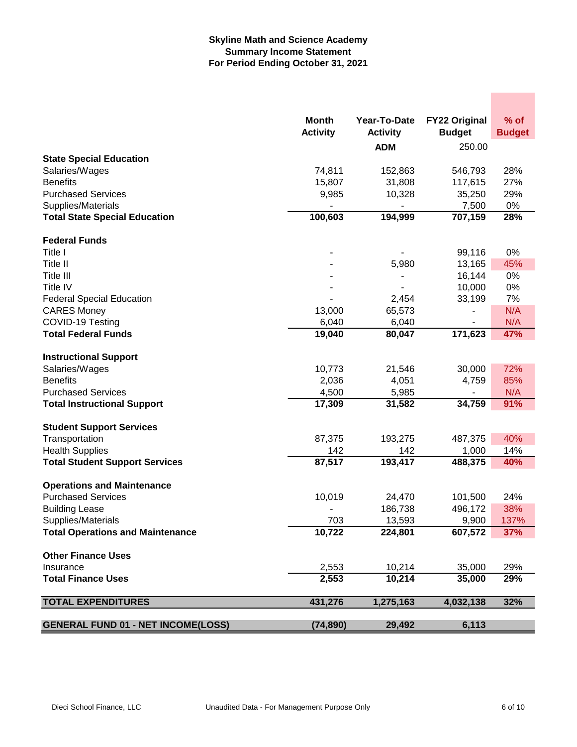**Skyline Math and Science Academy**
**Summary Income Statement**
**For Period Ending October 31, 2021**

| | Month Activity | Year-To-Date Activity | FY22 Original Budget | % of Budget |
|---|---|---|---|---|
| | | ADM | 250.00 | |
| **State Special Education** | | | | |
| Salaries/Wages | 74,811 | 152,863 | 546,793 | 28% |
| Benefits | 15,807 | 31,808 | 117,615 | 27% |
| Purchased Services | 9,985 | 10,328 | 35,250 | 29% |
| Supplies/Materials | - | - | 7,500 | 0% |
| **Total State Special Education** | **100,603** | **194,999** | **707,159** | **28%** |
| **Federal Funds** | | | | |
| Title I | - | - | 99,116 | 0% |
| Title II | - | 5,980 | 13,165 | 45% |
| Title III | - | - | 16,144 | 0% |
| Title IV | - | - | 10,000 | 0% |
| Federal Special Education | - | 2,454 | 33,199 | 7% |
| CARES Money | 13,000 | 65,573 | - | N/A |
| COVID-19 Testing | 6,040 | 6,040 | - | N/A |
| **Total Federal Funds** | **19,040** | **80,047** | **171,623** | **47%** |
| **Instructional Support** | | | | |
| Salaries/Wages | 10,773 | 21,546 | 30,000 | 72% |
| Benefits | 2,036 | 4,051 | 4,759 | 85% |
| Purchased Services | 4,500 | 5,985 | - | N/A |
| **Total Instructional Support** | **17,309** | **31,582** | **34,759** | **91%** |
| **Student Support Services** | | | | |
| Transportation | 87,375 | 193,275 | 487,375 | 40% |
| Health Supplies | 142 | 142 | 1,000 | 14% |
| **Total Student Support Services** | **87,517** | **193,417** | **488,375** | **40%** |
| **Operations and Maintenance** | | | | |
| Purchased Services | 10,019 | 24,470 | 101,500 | 24% |
| Building Lease | - | 186,738 | 496,172 | 38% |
| Supplies/Materials | 703 | 13,593 | 9,900 | 137% |
| **Total Operations and Maintenance** | **10,722** | **224,801** | **607,572** | **37%** |
| **Other Finance Uses** | | | | |
| Insurance | 2,553 | 10,214 | 35,000 | 29% |
| **Total Finance Uses** | **2,553** | **10,214** | **35,000** | **29%** |
| **TOTAL EXPENDITURES** | **431,276** | **1,275,163** | **4,032,138** | **32%** |
| **GENERAL FUND 01 - NET INCOME(LOSS)** | **(74,890)** | **29,492** | **6,113** | |

Dieci School Finance, LLC — Unaudited Data - For Management Purpose Only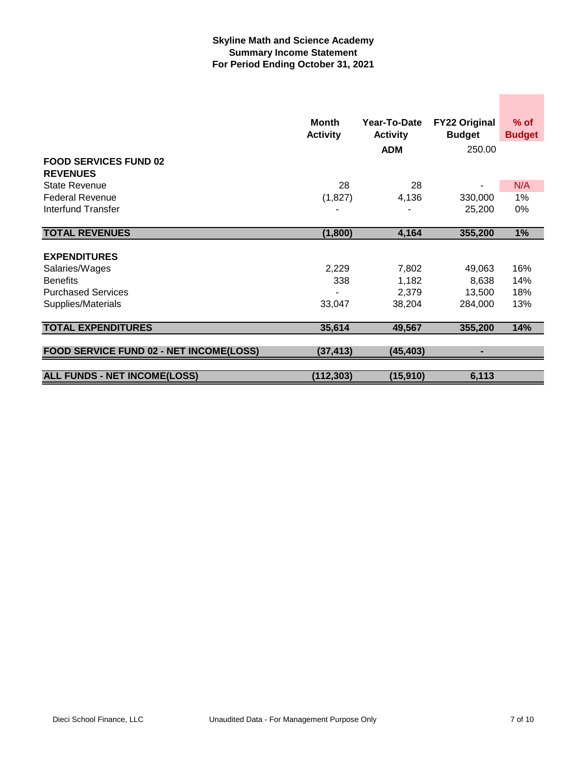**Skyline Math and Science Academy**
**Summary Income Statement**
**For Period Ending October 31, 2021**

| | Month Activity | Year-To-Date Activity | FY22 Original Budget | % of Budget |
|---|---|---|---|---|
| | | **ADM** | 250.00 | |
| **FOOD SERVICES FUND 02** | | | | |
| **REVENUES** | | | | |
| State Revenue | 28 | 28 | - | N/A |
| Federal Revenue | (1,827) | 4,136 | 330,000 | 1% |
| Interfund Transfer | - | - | 25,200 | 0% |
| **TOTAL REVENUES** | **(1,800)** | **4,164** | **355,200** | **1%** |
| **EXPENDITURES** | | | | |
| Salaries/Wages | 2,229 | 7,802 | 49,063 | 16% |
| Benefits | 338 | 1,182 | 8,638 | 14% |
| Purchased Services | - | 2,379 | 13,500 | 18% |
| Supplies/Materials | 33,047 | 38,204 | 284,000 | 13% |
| **TOTAL EXPENDITURES** | **35,614** | **49,567** | **355,200** | **14%** |
| **FOOD SERVICE FUND 02 - NET INCOME(LOSS)** | **(37,413)** | **(45,403)** | **-** | |
| **ALL FUNDS - NET INCOME(LOSS)** | **(112,303)** | **(15,910)** | **6,113** | |

Dieci School Finance, LLC — Unaudited Data - For Management Purpose Only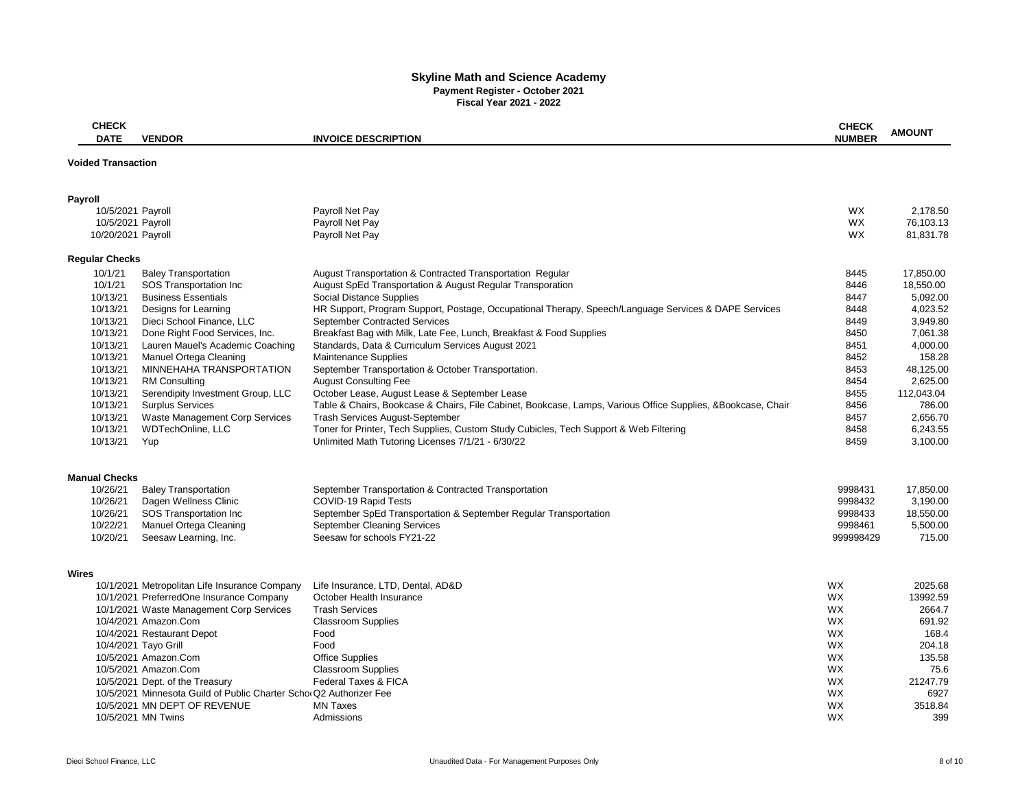# Skyline Math and Science Academy

**Payment Register - October 2021**

**Fiscal Year 2021 - 2022**

| CHECK DATE | VENDOR | INVOICE DESCRIPTION | CHECK NUMBER | AMOUNT |
|---|---|---|---|---|
| **Voided Transaction** | | | | |
| **Payroll** | | | | |
| 10/5/2021 | Payroll | Payroll Net Pay | WX | 2,178.50 |
| 10/5/2021 | Payroll | Payroll Net Pay | WX | 76,103.13 |
| 10/20/2021 | Payroll | Payroll Net Pay | WX | 81,831.78 |
| **Regular Checks** | | | | |
| 10/1/21 | Baley Transportation | August Transportation & Contracted Transportation Regular | 8445 | 17,850.00 |
| 10/1/21 | SOS Transportation Inc | August SpEd Transportation & August Regular Transporation | 8446 | 18,550.00 |
| 10/13/21 | Business Essentials | Social Distance Supplies | 8447 | 5,092.00 |
| 10/13/21 | Designs for Learning | HR Support, Program Support, Postage, Occupational Therapy, Speech/Language Services & DAPE Services | 8448 | 4,023.52 |
| 10/13/21 | Dieci School Finance, LLC | September Contracted Services | 8449 | 3,949.80 |
| 10/13/21 | Done Right Food Services, Inc. | Breakfast Bag with Milk, Late Fee, Lunch, Breakfast & Food Supplies | 8450 | 7,061.38 |
| 10/13/21 | Lauren Mauel's Academic Coaching | Standards, Data & Curriculum Services August 2021 | 8451 | 4,000.00 |
| 10/13/21 | Manuel Ortega Cleaning | Maintenance Supplies | 8452 | 158.28 |
| 10/13/21 | MINNEHAHA TRANSPORTATION | September Transportation & October Transportation. | 8453 | 48,125.00 |
| 10/13/21 | RM Consulting | August Consulting Fee | 8454 | 2,625.00 |
| 10/13/21 | Serendipity Investment Group, LLC | October Lease, August Lease & September Lease | 8455 | 112,043.04 |
| 10/13/21 | Surplus Services | Table & Chairs, Bookcase & Chairs, File Cabinet, Bookcase, Lamps, Various Office Supplies, &Bookcase, Chair | 8456 | 786.00 |
| 10/13/21 | Waste Management Corp Services | Trash Services August-September | 8457 | 2,656.70 |
| 10/13/21 | WDTechOnline, LLC | Toner for Printer, Tech Supplies, Custom Study Cubicles, Tech Support & Web Filtering | 8458 | 6,243.55 |
| 10/13/21 | Yup | Unlimited Math Tutoring Licenses 7/1/21 - 6/30/22 | 8459 | 3,100.00 |
| **Manual Checks** | | | | |
| 10/26/21 | Baley Transportation | September Transportation & Contracted Transportation | 9998431 | 17,850.00 |
| 10/26/21 | Dagen Wellness Clinic | COVID-19 Rapid Tests | 9998432 | 3,190.00 |
| 10/26/21 | SOS Transportation Inc | September SpEd Transportation & September Regular Transportation | 9998433 | 18,550.00 |
| 10/22/21 | Manuel Ortega Cleaning | September Cleaning Services | 9998461 | 5,500.00 |
| 10/20/21 | Seesaw Learning, Inc. | Seesaw for schools FY21-22 | 999998429 | 715.00 |
| **Wires** | | | | |
| 10/1/2021 | Metropolitan Life Insurance Company | Life Insurance, LTD, Dental, AD&D | WX | 2025.68 |
| 10/1/2021 | PreferredOne Insurance Company | October Health Insurance | WX | 13992.59 |
| 10/1/2021 | Waste Management Corp Services | Trash Services | WX | 2664.7 |
| 10/4/2021 | Amazon.Com | Classroom Supplies | WX | 691.92 |
| 10/4/2021 | Restaurant Depot | Food | WX | 168.4 |
| 10/4/2021 | Tayo Grill | Food | WX | 204.18 |
| 10/5/2021 | Amazon.Com | Office Supplies | WX | 135.58 |
| 10/5/2021 | Amazon.Com | Classroom Supplies | WX | 75.6 |
| 10/5/2021 | Dept. of the Treasury | Federal Taxes & FICA | WX | 21247.79 |
| 10/5/2021 | Minnesota Guild of Public Charter Scho | Q2 Authorizer Fee | WX | 6927 |
| 10/5/2021 | MN DEPT OF REVENUE | MN Taxes | WX | 3518.84 |
| 10/5/2021 | MN Twins | Admissions | WX | 399 |

Dieci School Finance, LLC — Unaudited Data - For Management Purposes Only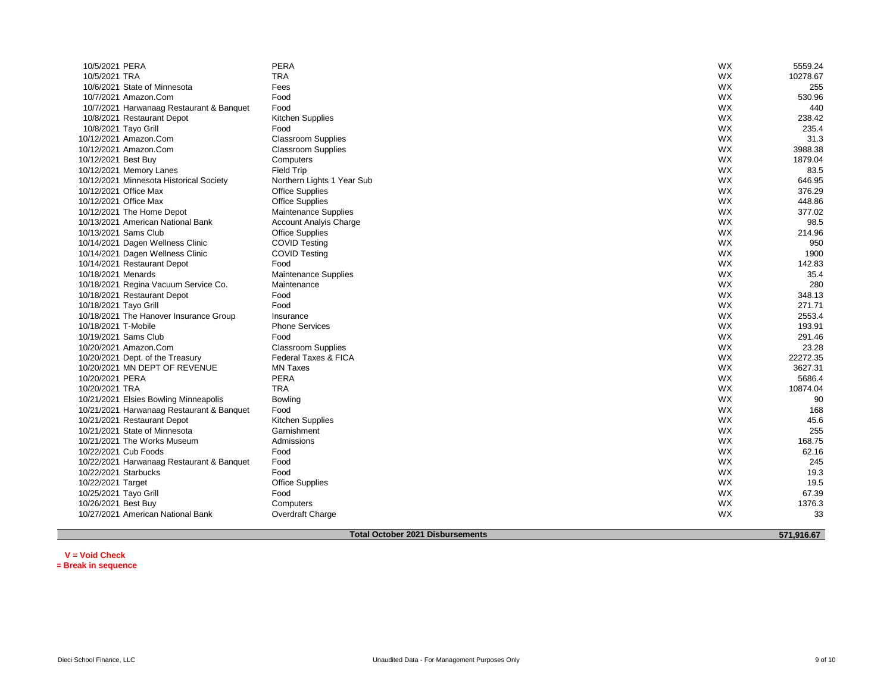| Date | Payee | Description | Type | Amount |
|---|---|---|---|---|
| 10/5/2021 | PERA | PERA | WX | 5559.24 |
| 10/5/2021 | TRA | TRA | WX | 10278.67 |
| 10/6/2021 | State of Minnesota | Fees | WX | 255 |
| 10/7/2021 | Amazon.Com | Food | WX | 530.96 |
| 10/7/2021 | Harwanaag Restaurant & Banquet | Food | WX | 440 |
| 10/8/2021 | Restaurant Depot | Kitchen Supplies | WX | 238.42 |
| 10/8/2021 | Tayo Grill | Food | WX | 235.4 |
| 10/12/2021 | Amazon.Com | Classroom Supplies | WX | 31.3 |
| 10/12/2021 | Amazon.Com | Classroom Supplies | WX | 3988.38 |
| 10/12/2021 | Best Buy | Computers | WX | 1879.04 |
| 10/12/2021 | Memory Lanes | Field Trip | WX | 83.5 |
| 10/12/2021 | Minnesota Historical Society | Northern Lights 1 Year Sub | WX | 646.95 |
| 10/12/2021 | Office Max | Office Supplies | WX | 376.29 |
| 10/12/2021 | Office Max | Office Supplies | WX | 448.86 |
| 10/12/2021 | The Home Depot | Maintenance Supplies | WX | 377.02 |
| 10/13/2021 | American National Bank | Account Analyis Charge | WX | 98.5 |
| 10/13/2021 | Sams Club | Office Supplies | WX | 214.96 |
| 10/14/2021 | Dagen Wellness Clinic | COVID Testing | WX | 950 |
| 10/14/2021 | Dagen Wellness Clinic | COVID Testing | WX | 1900 |
| 10/14/2021 | Restaurant Depot | Food | WX | 142.83 |
| 10/18/2021 | Menards | Maintenance Supplies | WX | 35.4 |
| 10/18/2021 | Regina Vacuum Service Co. | Maintenance | WX | 280 |
| 10/18/2021 | Restaurant Depot | Food | WX | 348.13 |
| 10/18/2021 | Tayo Grill | Food | WX | 271.71 |
| 10/18/2021 | The Hanover Insurance Group | Insurance | WX | 2553.4 |
| 10/18/2021 | T-Mobile | Phone Services | WX | 193.91 |
| 10/19/2021 | Sams Club | Food | WX | 291.46 |
| 10/20/2021 | Amazon.Com | Classroom Supplies | WX | 23.28 |
| 10/20/2021 | Dept. of the Treasury | Federal Taxes & FICA | WX | 22272.35 |
| 10/20/2021 | MN DEPT OF REVENUE | MN Taxes | WX | 3627.31 |
| 10/20/2021 | PERA | PERA | WX | 5686.4 |
| 10/20/2021 | TRA | TRA | WX | 10874.04 |
| 10/21/2021 | Elsies Bowling Minneapolis | Bowling | WX | 90 |
| 10/21/2021 | Harwanaag Restaurant & Banquet | Food | WX | 168 |
| 10/21/2021 | Restaurant Depot | Kitchen Supplies | WX | 45.6 |
| 10/21/2021 | State of Minnesota | Garnishment | WX | 255 |
| 10/21/2021 | The Works Museum | Admissions | WX | 168.75 |
| 10/22/2021 | Cub Foods | Food | WX | 62.16 |
| 10/22/2021 | Harwanaag Restaurant & Banquet | Food | WX | 245 |
| 10/22/2021 | Starbucks | Food | WX | 19.3 |
| 10/22/2021 | Target | Office Supplies | WX | 19.5 |
| 10/25/2021 | Tayo Grill | Food | WX | 67.39 |
| 10/26/2021 | Best Buy | Computers | WX | 1376.3 |
| 10/27/2021 | American National Bank | Overdraft Charge | WX | 33 |
| | | **Total October 2021 Disbursements** | | **571,916.67** |

**V = Void Check**

**= Break in sequence**

Dieci School Finance, LLC

Unaudited Data - For Management Purposes Only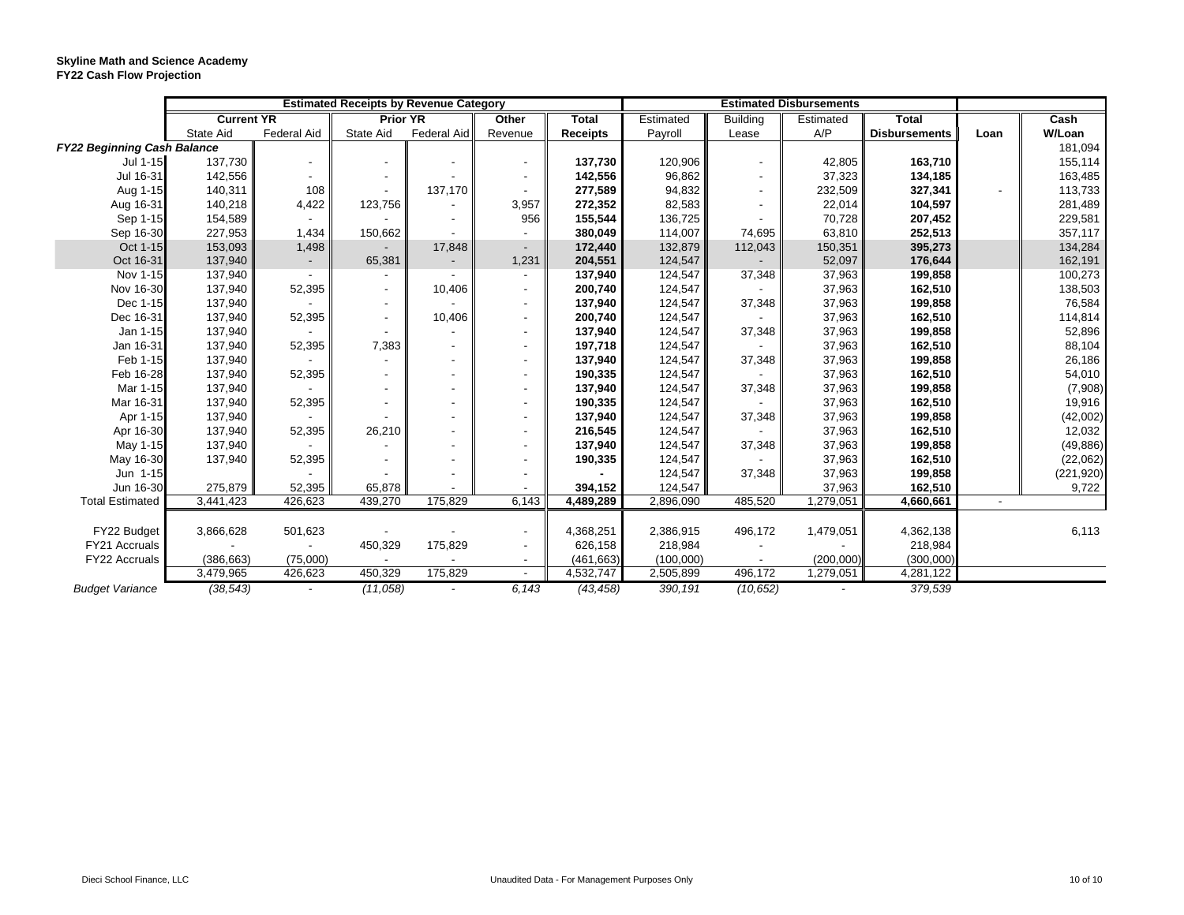**Skyline Math and Science Academy**
**FY22 Cash Flow Projection**

| | Estimated Receipts by Revenue Category | | | | | | Estimated Disbursements | | | | | |
|---|---|---|---|---|---|---|---|---|---|---|---|---|
| | Current YR | | Prior YR | | Other | Total | Estimated | Building | Estimated | Total | | Cash |
| | State Aid | Federal Aid | State Aid | Federal Aid | Revenue | Receipts | Payroll | Lease | A/P | Disbursements | Loan | W/Loan |
| *FY22 Beginning Cash Balance* | | | | | | | | | | | | 181,094 |
| Jul 1-15 | 137,730 | - | - | - | - | **137,730** | 120,906 | - | 42,805 | **163,710** | | 155,114 |
| Jul 16-31 | 142,556 | - | - | - | - | **142,556** | 96,862 | - | 37,323 | **134,185** | | 163,485 |
| Aug 1-15 | 140,311 | 108 | - | 137,170 | - | **277,589** | 94,832 | - | 232,509 | **327,341** | - | 113,733 |
| Aug 16-31 | 140,218 | 4,422 | 123,756 | - | 3,957 | **272,352** | 82,583 | - | 22,014 | **104,597** | | 281,489 |
| Sep 1-15 | 154,589 | - | - | - | 956 | **155,544** | 136,725 | - | 70,728 | **207,452** | | 229,581 |
| Sep 16-30 | 227,953 | 1,434 | 150,662 | - | - | **380,049** | 114,007 | 74,695 | 63,810 | **252,513** | | 357,117 |
| Oct 1-15 | 153,093 | 1,498 | - | 17,848 | - | **172,440** | 132,879 | 112,043 | 150,351 | **395,273** | | 134,284 |
| Oct 16-31 | 137,940 | - | 65,381 | - | 1,231 | **204,551** | 124,547 | - | 52,097 | **176,644** | | 162,191 |
| Nov 1-15 | 137,940 | - | - | - | - | **137,940** | 124,547 | 37,348 | 37,963 | **199,858** | | 100,273 |
| Nov 16-30 | 137,940 | 52,395 | - | 10,406 | - | **200,740** | 124,547 | - | 37,963 | **162,510** | | 138,503 |
| Dec 1-15 | 137,940 | - | - | - | - | **137,940** | 124,547 | 37,348 | 37,963 | **199,858** | | 76,584 |
| Dec 16-31 | 137,940 | 52,395 | - | 10,406 | - | **200,740** | 124,547 | - | 37,963 | **162,510** | | 114,814 |
| Jan 1-15 | 137,940 | - | - | - | - | **137,940** | 124,547 | 37,348 | 37,963 | **199,858** | | 52,896 |
| Jan 16-31 | 137,940 | 52,395 | 7,383 | - | - | **197,718** | 124,547 | - | 37,963 | **162,510** | | 88,104 |
| Feb 1-15 | 137,940 | - | - | - | - | **137,940** | 124,547 | 37,348 | 37,963 | **199,858** | | 26,186 |
| Feb 16-28 | 137,940 | 52,395 | - | - | - | **190,335** | 124,547 | - | 37,963 | **162,510** | | 54,010 |
| Mar 1-15 | 137,940 | - | - | - | - | **137,940** | 124,547 | 37,348 | 37,963 | **199,858** | | (7,908) |
| Mar 16-31 | 137,940 | 52,395 | - | - | - | **190,335** | 124,547 | - | 37,963 | **162,510** | | 19,916 |
| Apr 1-15 | 137,940 | - | - | - | - | **137,940** | 124,547 | 37,348 | 37,963 | **199,858** | | (42,002) |
| Apr 16-30 | 137,940 | 52,395 | 26,210 | - | - | **216,545** | 124,547 | - | 37,963 | **162,510** | | 12,032 |
| May 1-15 | 137,940 | - | - | - | - | **137,940** | 124,547 | 37,348 | 37,963 | **199,858** | | (49,886) |
| May 16-30 | 137,940 | 52,395 | - | - | - | **190,335** | 124,547 | - | 37,963 | **162,510** | | (22,062) |
| Jun 1-15 | | - | - | - | - | **-** | 124,547 | 37,348 | 37,963 | **199,858** | | (221,920) |
| Jun 16-30 | 275,879 | 52,395 | 65,878 | - | - | **394,152** | 124,547 | | 37,963 | **162,510** | | 9,722 |
| Total Estimated | 3,441,423 | 426,623 | 439,270 | 175,829 | 6,143 | **4,489,289** | 2,896,090 | 485,520 | 1,279,051 | **4,660,661** | - | |
| | | | | | | | | | | | | |
| FY22 Budget | 3,866,628 | 501,623 | - | - | - | 4,368,251 | 2,386,915 | 496,172 | 1,479,051 | 4,362,138 | | 6,113 |
| FY21 Accruals | - | - | 450,329 | 175,829 | - | 626,158 | 218,984 | - | - | 218,984 | | |
| FY22 Accruals | (386,663) | (75,000) | - | - | - | (461,663) | (100,000) | - | (200,000) | (300,000) | | |
| | 3,479,965 | 426,623 | 450,329 | 175,829 | - | 4,532,747 | 2,505,899 | 496,172 | 1,279,051 | 4,281,122 | | |
| *Budget Variance* | *(38,543)* | - | *(11,058)* | - | *6,143* | *(43,458)* | *390,191* | *(10,652)* | - | *379,539* | | |

Dieci School Finance, LLC

Unaudited Data - For Management Purposes Only